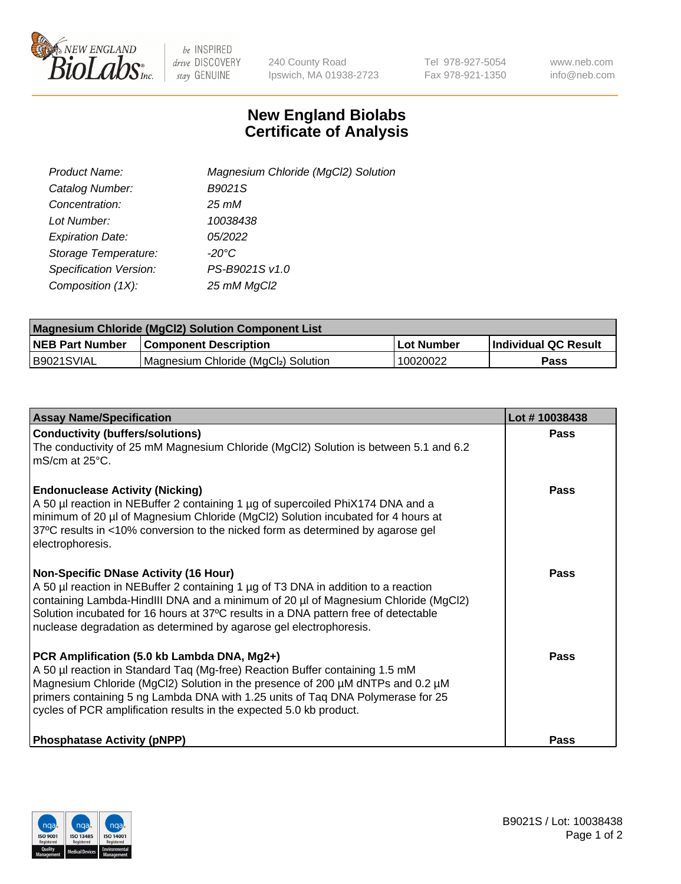# New England Biolabs Certificate of Analysis

| | |
|---|---|
| *Product Name:* | *Magnesium Chloride (MgCl2) Solution* |
| *Catalog Number:* | *B9021S* |
| *Concentration:* | *25 mM* |
| *Lot Number:* | *10038438* |
| *Expiration Date:* | *05/2022* |
| *Storage Temperature:* | *-20°C* |
| *Specification Version:* | *PS-B9021S v1.0* |
| *Composition (1X):* | *25 mM MgCl2* |

| Magnesium Chloride (MgCl2) Solution Component List | | | |
|---|---|---|---|
| **NEB Part Number** | **Component Description** | **Lot Number** | **Individual QC Result** |
| B9021SVIAL | Magnesium Chloride ($MgCl_2$) Solution | 10020022 | **Pass** |

| Assay Name/Specification | Lot # 10038438 |
|---|---|
| **Conductivity (buffers/solutions)**<br>The conductivity of 25 mM Magnesium Chloride (MgCl2) Solution is between 5.1 and 6.2 mS/cm at 25°C. | **Pass** |
| **Endonuclease Activity (Nicking)**<br>A 50 µl reaction in NEBuffer 2 containing 1 µg of supercoiled PhiX174 DNA and a minimum of 20 µl of Magnesium Chloride (MgCl2) Solution incubated for 4 hours at 37ºC results in <10% conversion to the nicked form as determined by agarose gel electrophoresis. | **Pass** |
| **Non-Specific DNase Activity (16 Hour)**<br>A 50 µl reaction in NEBuffer 2 containing 1 µg of T3 DNA in addition to a reaction containing Lambda-HindIII DNA and a minimum of 20 µl of Magnesium Chloride (MgCl2) Solution incubated for 16 hours at 37ºC results in a DNA pattern free of detectable nuclease degradation as determined by agarose gel electrophoresis. | **Pass** |
| **PCR Amplification (5.0 kb Lambda DNA, Mg2+)**<br>A 50 µl reaction in Standard Taq (Mg-free) Reaction Buffer containing 1.5 mM Magnesium Chloride (MgCl2) Solution in the presence of 200 µM dNTPs and 0.2 µM primers containing 5 ng Lambda DNA with 1.25 units of Taq DNA Polymerase for 25 cycles of PCR amplification results in the expected 5.0 kb product. | **Pass** |
| **Phosphatase Activity (pNPP)** | **Pass** |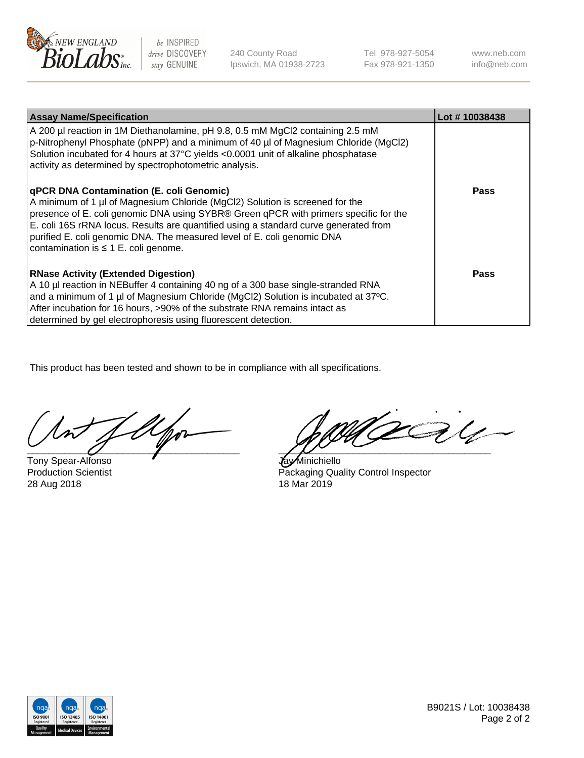| Assay Name/Specification | Lot # 10038438 |
| --- | --- |
| A 200 µl reaction in 1M Diethanolamine, pH 9.8, 0.5 mM MgCl2 containing 2.5 mM p-Nitrophenyl Phosphate (pNPP) and a minimum of 40 µl of Magnesium Chloride (MgCl2) Solution incubated for 4 hours at 37°C yields <0.0001 unit of alkaline phosphatase activity as determined by spectrophotometric analysis. | |
| **qPCR DNA Contamination (E. coli Genomic)** A minimum of 1 µl of Magnesium Chloride (MgCl2) Solution is screened for the presence of E. coli genomic DNA using SYBR® Green qPCR with primers specific for the E. coli 16S rRNA locus. Results are quantified using a standard curve generated from purified E. coli genomic DNA. The measured level of E. coli genomic DNA contamination is ≤ 1 E. coli genome. | **Pass** |
| **RNase Activity (Extended Digestion)** A 10 µl reaction in NEBuffer 4 containing 40 ng of a 300 base single-stranded RNA and a minimum of 1 µl of Magnesium Chloride (MgCl2) Solution is incubated at 37ºC. After incubation for 16 hours, >90% of the substrate RNA remains intact as determined by gel electrophoresis using fluorescent detection. | **Pass** |

This product has been tested and shown to be in compliance with all specifications.

Tony Spear-Alfonso
Production Scientist
28 Aug 2018

Jay Minichiello
Packaging Quality Control Inspector
18 Mar 2019

B9021S / Lot: 10038438